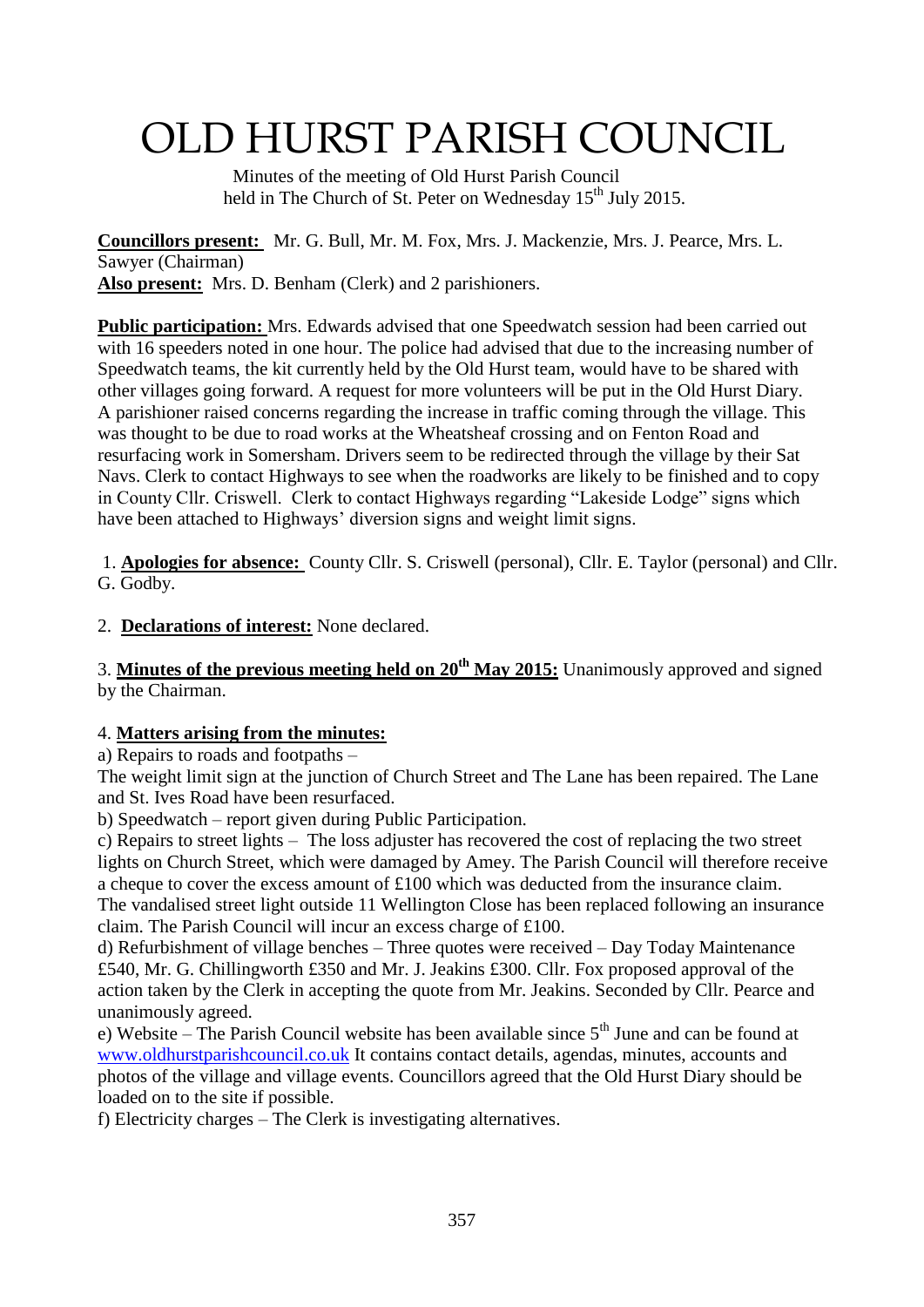# OLD HURST PARISH COUNCIL

Minutes of the meeting of Old Hurst Parish Council held in The Church of St. Peter on Wednesday 15th July 2015.

**Councillors present:** Mr. G. Bull, Mr. M. Fox, Mrs. J. Mackenzie, Mrs. J. Pearce, Mrs. L. Sawyer (Chairman)
**Also present:** Mrs. D. Benham (Clerk) and 2 parishioners.

**Public participation:** Mrs. Edwards advised that one Speedwatch session had been carried out with 16 speeders noted in one hour. The police had advised that due to the increasing number of Speedwatch teams, the kit currently held by the Old Hurst team, would have to be shared with other villages going forward. A request for more volunteers will be put in the Old Hurst Diary. A parishioner raised concerns regarding the increase in traffic coming through the village. This was thought to be due to road works at the Wheatsheaf crossing and on Fenton Road and resurfacing work in Somersham. Drivers seem to be redirected through the village by their Sat Navs. Clerk to contact Highways to see when the roadworks are likely to be finished and to copy in County Cllr. Criswell. Clerk to contact Highways regarding "Lakeside Lodge" signs which have been attached to Highways' diversion signs and weight limit signs.

1. **Apologies for absence:** County Cllr. S. Criswell (personal), Cllr. E. Taylor (personal) and Cllr. G. Godby.

2. **Declarations of interest:** None declared.

3. **Minutes of the previous meeting held on 20th May 2015:** Unanimously approved and signed by the Chairman.

4. **Matters arising from the minutes:**

a) Repairs to roads and footpaths –
The weight limit sign at the junction of Church Street and The Lane has been repaired. The Lane and St. Ives Road have been resurfaced.
b) Speedwatch – report given during Public Participation.
c) Repairs to street lights – The loss adjuster has recovered the cost of replacing the two street lights on Church Street, which were damaged by Amey. The Parish Council will therefore receive a cheque to cover the excess amount of £100 which was deducted from the insurance claim. The vandalised street light outside 11 Wellington Close has been replaced following an insurance claim. The Parish Council will incur an excess charge of £100.
d) Refurbishment of village benches – Three quotes were received – Day Today Maintenance £540, Mr. G. Chillingworth £350 and Mr. J. Jeakins £300. Cllr. Fox proposed approval of the action taken by the Clerk in accepting the quote from Mr. Jeakins. Seconded by Cllr. Pearce and unanimously agreed.
e) Website – The Parish Council website has been available since 5th June and can be found at www.oldhurstparishcouncil.co.uk It contains contact details, agendas, minutes, accounts and photos of the village and village events. Councillors agreed that the Old Hurst Diary should be loaded on to the site if possible.
f) Electricity charges – The Clerk is investigating alternatives.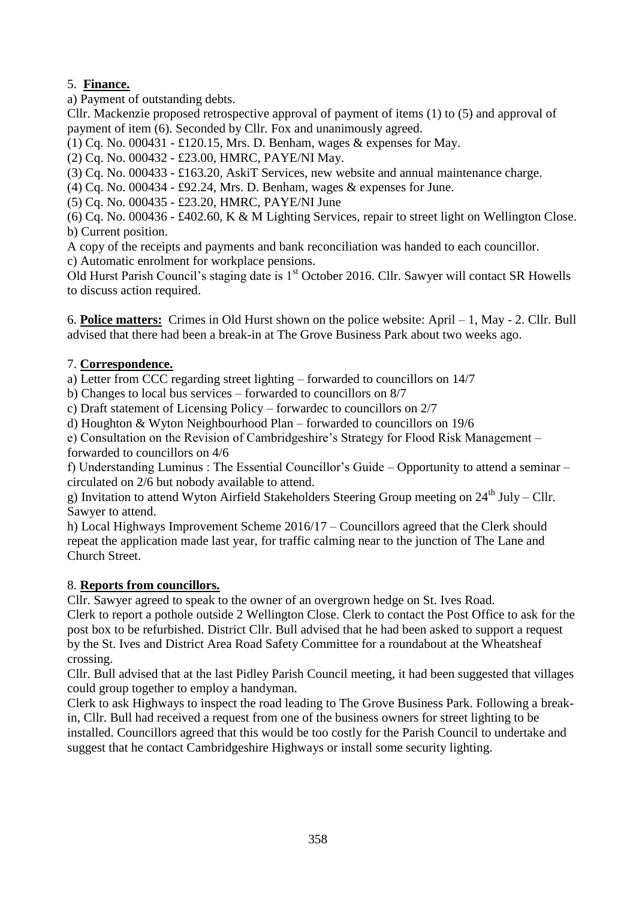5. **Finance.**

a) Payment of outstanding debts.

Cllr. Mackenzie proposed retrospective approval of payment of items (1) to (5) and approval of payment of item (6). Seconded by Cllr. Fox and unanimously agreed.

(1) Cq. No. 000431 - £120.15, Mrs. D. Benham, wages & expenses for May.

(2) Cq. No. 000432 - £23.00, HMRC, PAYE/NI May.

(3) Cq. No. 000433 - £163.20, AskiT Services, new website and annual maintenance charge.

(4) Cq. No. 000434 - £92.24, Mrs. D. Benham, wages & expenses for June.

(5) Cq. No. 000435 - £23.20, HMRC, PAYE/NI June

(6) Cq. No. 000436 - £402.60, K & M Lighting Services, repair to street light on Wellington Close.

b) Current position.

A copy of the receipts and payments and bank reconciliation was handed to each councillor.

c) Automatic enrolment for workplace pensions.

Old Hurst Parish Council's staging date is 1st October 2016. Cllr. Sawyer will contact SR Howells to discuss action required.

6. **Police matters:** Crimes in Old Hurst shown on the police website: April – 1, May - 2. Cllr. Bull advised that there had been a break-in at The Grove Business Park about two weeks ago.

7. **Correspondence.**

a) Letter from CCC regarding street lighting – forwarded to councillors on 14/7

b) Changes to local bus services – forwarded to councillors on 8/7

c) Draft statement of Licensing Policy – forwardec to councillors on 2/7

d) Houghton & Wyton Neighbourhood Plan – forwarded to councillors on 19/6

e) Consultation on the Revision of Cambridgeshire's Strategy for Flood Risk Management – forwarded to councillors on 4/6

f) Understanding Luminus : The Essential Councillor's Guide – Opportunity to attend a seminar – circulated on 2/6 but nobody available to attend.

g) Invitation to attend Wyton Airfield Stakeholders Steering Group meeting on 24th July – Cllr. Sawyer to attend.

h) Local Highways Improvement Scheme 2016/17 – Councillors agreed that the Clerk should repeat the application made last year, for traffic calming near to the junction of The Lane and Church Street.

8. **Reports from councillors.**

Cllr. Sawyer agreed to speak to the owner of an overgrown hedge on St. Ives Road.

Clerk to report a pothole outside 2 Wellington Close. Clerk to contact the Post Office to ask for the post box to be refurbished. District Cllr. Bull advised that he had been asked to support a request by the St. Ives and District Area Road Safety Committee for a roundabout at the Wheatsheaf crossing.

Cllr. Bull advised that at the last Pidley Parish Council meeting, it had been suggested that villages could group together to employ a handyman.

Clerk to ask Highways to inspect the road leading to The Grove Business Park. Following a break-in, Cllr. Bull had received a request from one of the business owners for street lighting to be installed. Councillors agreed that this would be too costly for the Parish Council to undertake and suggest that he contact Cambridgeshire Highways or install some security lighting.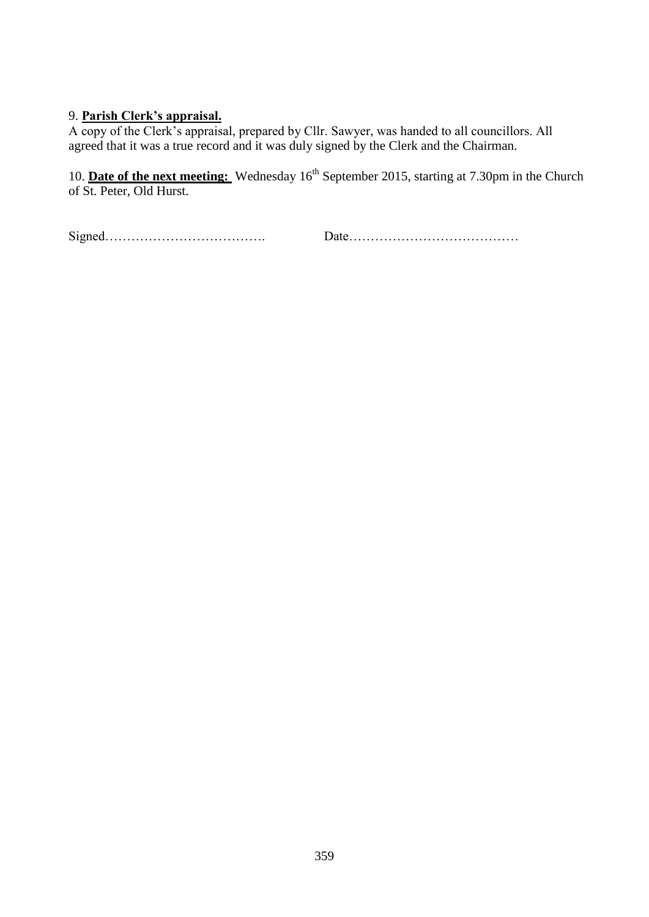9. **Parish Clerk's appraisal.**
A copy of the Clerk's appraisal, prepared by Cllr. Sawyer, was handed to all councillors. All agreed that it was a true record and it was duly signed by the Clerk and the Chairman.

10. **Date of the next meeting:** Wednesday 16th September 2015, starting at 7.30pm in the Church of St. Peter, Old Hurst.

Signed………………………………. Date…………………………………